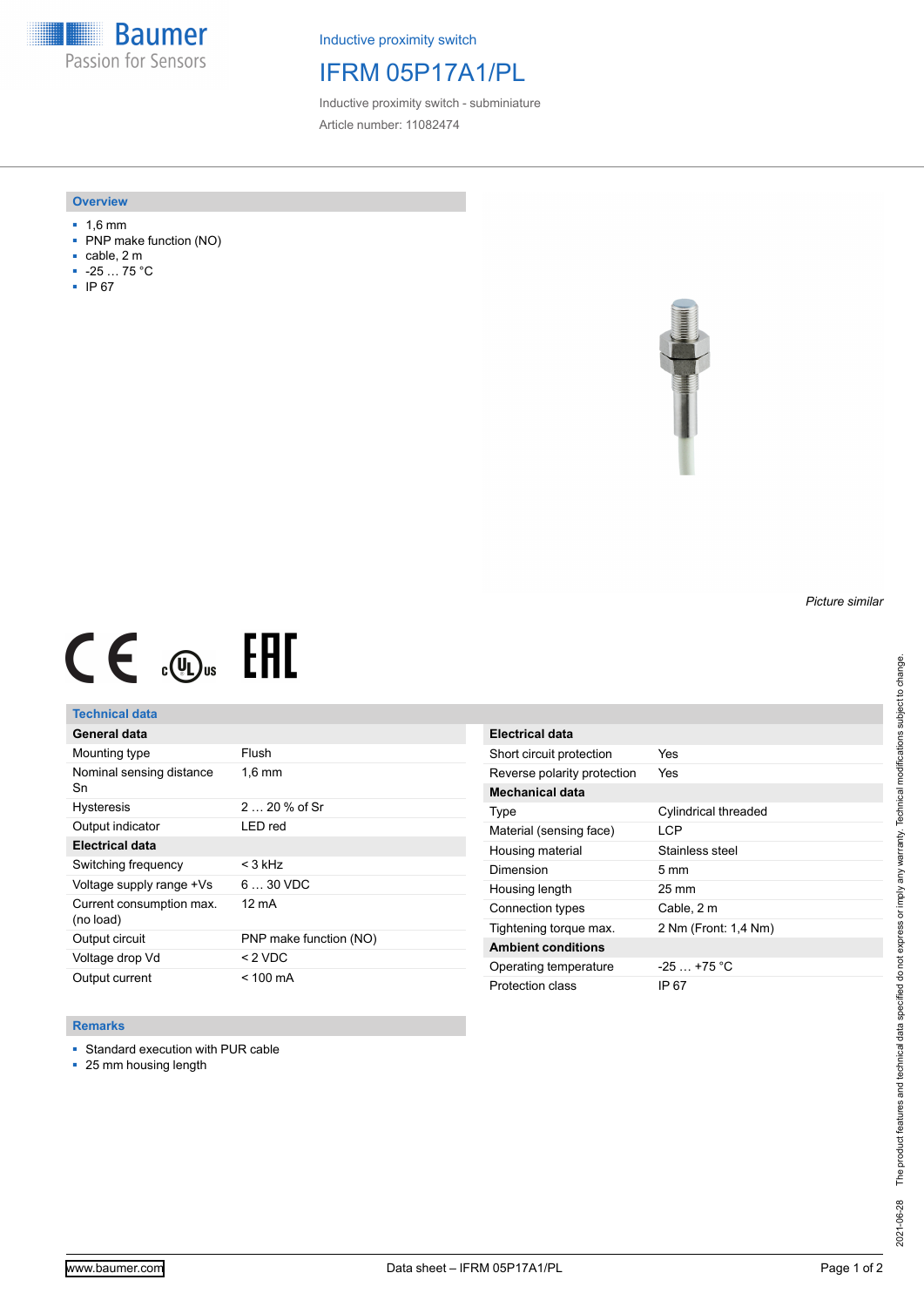Inductive proximity switch

# IFRM 05P17A1/PL

Inductive proximity switch - subminiature

Article number: 11082474

## Overview

- 1,6 mm
- PNP make function (NO)
- cable, 2 m
- -25 … 75 °C
- IP 67

*Picture similar*

## Technical data

| General data | |
|---|---|
| Mounting type | Flush |
| Nominal sensing distance Sn | 1,6 mm |
| Hysteresis | 2 … 20 % of Sr |
| Output indicator | LED red |
| **Electrical data** | |
| Switching frequency | < 3 kHz |
| Voltage supply range +Vs | 6 … 30 VDC |
| Current consumption max. (no load) | 12 mA |
| Output circuit | PNP make function (NO) |
| Voltage drop Vd | < 2 VDC |
| Output current | < 100 mA |

| Electrical data | |
|---|---|
| Short circuit protection | Yes |
| Reverse polarity protection | Yes |
| **Mechanical data** | |
| Type | Cylindrical threaded |
| Material (sensing face) | LCP |
| Housing material | Stainless steel |
| Dimension | 5 mm |
| Housing length | 25 mm |
| Connection types | Cable, 2 m |
| Tightening torque max. | 2 Nm (Front: 1,4 Nm) |
| **Ambient conditions** | |
| Operating temperature | -25 … +75 °C |
| Protection class | IP 67 |

## Remarks

- Standard execution with PUR cable
- 25 mm housing length

2021-06-28 The product features and technical data specified do not express or imply any warranty. Technical modifications subject to change.

www.baumer.com — Data sheet – IFRM 05P17A1/PL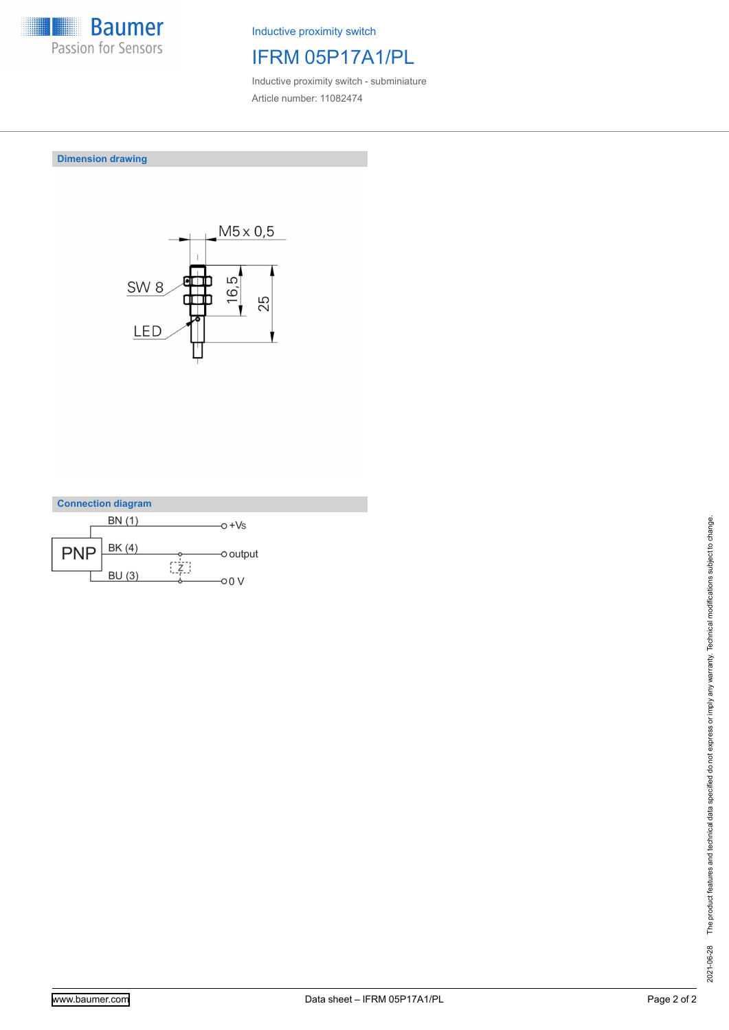Inductive proximity switch

# IFRM 05P17A1/PL

Inductive proximity switch - subminiature

Article number: 11082474

## Dimension drawing

M5 x 0,5

SW 8

LED

16,5

25

## Connection diagram

PNP

BN (1) +Vs

BK (4) output

Z

BU (3) 0 V

2021-06-28 The product features and technical data specified do not express or imply any warranty. Technical modifications subject to change.

www.baumer.com

Data sheet – IFRM 05P17A1/PL